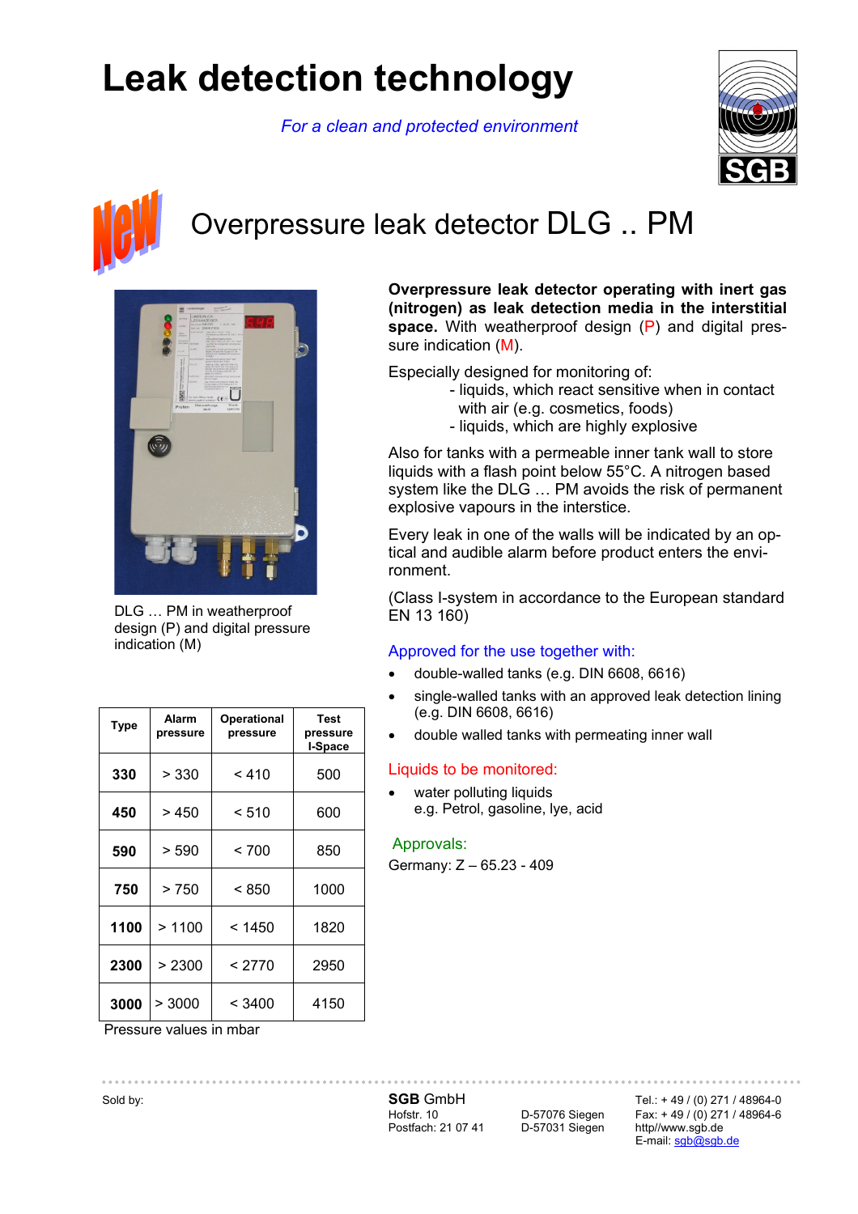# Leak detection technology

*For a clean and protected environment*

## Overpressure leak detector DLG .. PM

DLG … PM in weatherproof design (P) and digital pressure indication (M)

**Overpressure leak detector operating with inert gas (nitrogen) as leak detection media in the interstitial space.** With weatherproof design (P) and digital pressure indication (M).

Especially designed for monitoring of:

- liquids, which react sensitive when in contact with air (e.g. cosmetics, foods)
- liquids, which are highly explosive

Also for tanks with a permeable inner tank wall to store liquids with a flash point below 55°C. A nitrogen based system like the DLG … PM avoids the risk of permanent explosive vapours in the interstice.

Every leak in one of the walls will be indicated by an optical and audible alarm before product enters the environment.

(Class I-system in accordance to the European standard EN 13 160)

| Type | Alarm pressure | Operational pressure | Test pressure I-Space |
|---|---|---|---|
| **330** | > 330 | < 410 | 500 |
| **450** | > 450 | < 510 | 600 |
| **590** | > 590 | < 700 | 850 |
| **750** | > 750 | < 850 | 1000 |
| **1100** | > 1100 | < 1450 | 1820 |
| **2300** | > 2300 | < 2770 | 2950 |
| **3000** | > 3000 | < 3400 | 4150 |

Pressure values in mbar

### Approved for the use together with:

- double-walled tanks (e.g. DIN 6608, 6616)
- single-walled tanks with an approved leak detection lining (e.g. DIN 6608, 6616)
- double walled tanks with permeating inner wall

### Liquids to be monitored:

- water polluting liquids  
  e.g. Petrol, gasoline, lye, acid

### Approvals:

Germany: Z – 65.23 - 409

Sold by:

**SGB** GmbH  
Hofstr. 10 D-57076 Siegen  
Postfach: 21 07 41 D-57031 Siegen

Tel.: + 49 / (0) 271 / 48964-0  
Fax: + 49 / (0) 271 / 48964-6  
http//www.sgb.de  
E-mail: sgb@sgb.de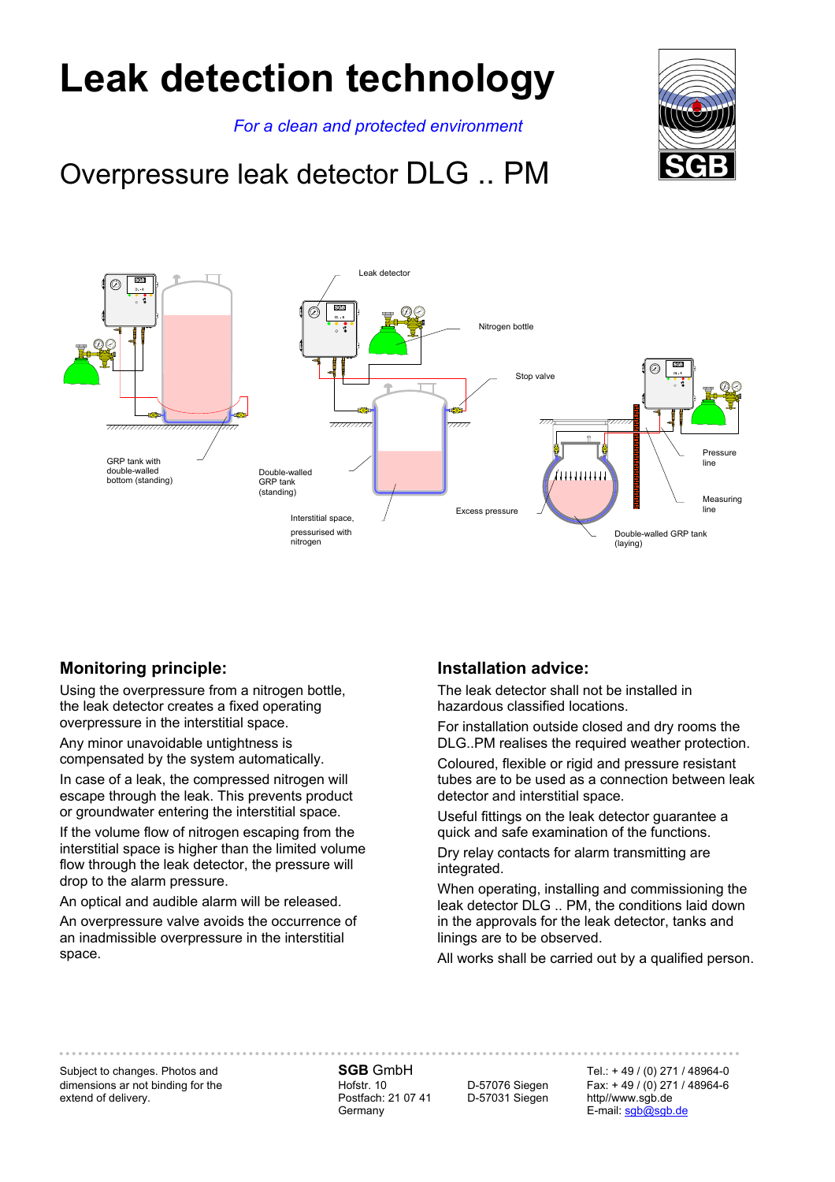# Leak detection technology

*For a clean and protected environment*

## Overpressure leak detector DLG .. PM

Leak detector

Nitrogen bottle

Stop valve

Pressure line

Measuring line

GRP tank with double-walled bottom (standing)

Double-walled GRP tank (standing)

Interstitial space, pressurised with nitrogen

Excess pressure

Double-walled GRP tank (laying)

### Monitoring principle:

Using the overpressure from a nitrogen bottle, the leak detector creates a fixed operating overpressure in the interstitial space.

Any minor unavoidable untightness is compensated by the system automatically.

In case of a leak, the compressed nitrogen will escape through the leak. This prevents product or groundwater entering the interstitial space.

If the volume flow of nitrogen escaping from the interstitial space is higher than the limited volume flow through the leak detector, the pressure will drop to the alarm pressure.

An optical and audible alarm will be released.

An overpressure valve avoids the occurrence of an inadmissible overpressure in the interstitial space.

### Installation advice:

The leak detector shall not be installed in hazardous classified locations.

For installation outside closed and dry rooms the DLG..PM realises the required weather protection.

Coloured, flexible or rigid and pressure resistant tubes are to be used as a connection between leak detector and interstitial space.

Useful fittings on the leak detector guarantee a quick and safe examination of the functions.

Dry relay contacts for alarm transmitting are integrated.

When operating, installing and commissioning the leak detector DLG .. PM, the conditions laid down in the approvals for the leak detector, tanks and linings are to be observed.

All works shall be carried out by a qualified person.

Subject to changes. Photos and dimensions ar not binding for the extend of delivery.

**SGB** GmbH
Hofstr. 10 D-57076 Siegen
Postfach: 21 07 41 D-57031 Siegen
Germany

Tel.: + 49 / (0) 271 / 48964-0
Fax: + 49 / (0) 271 / 48964-6
http//www.sgb.de
E-mail: sgb@sgb.de